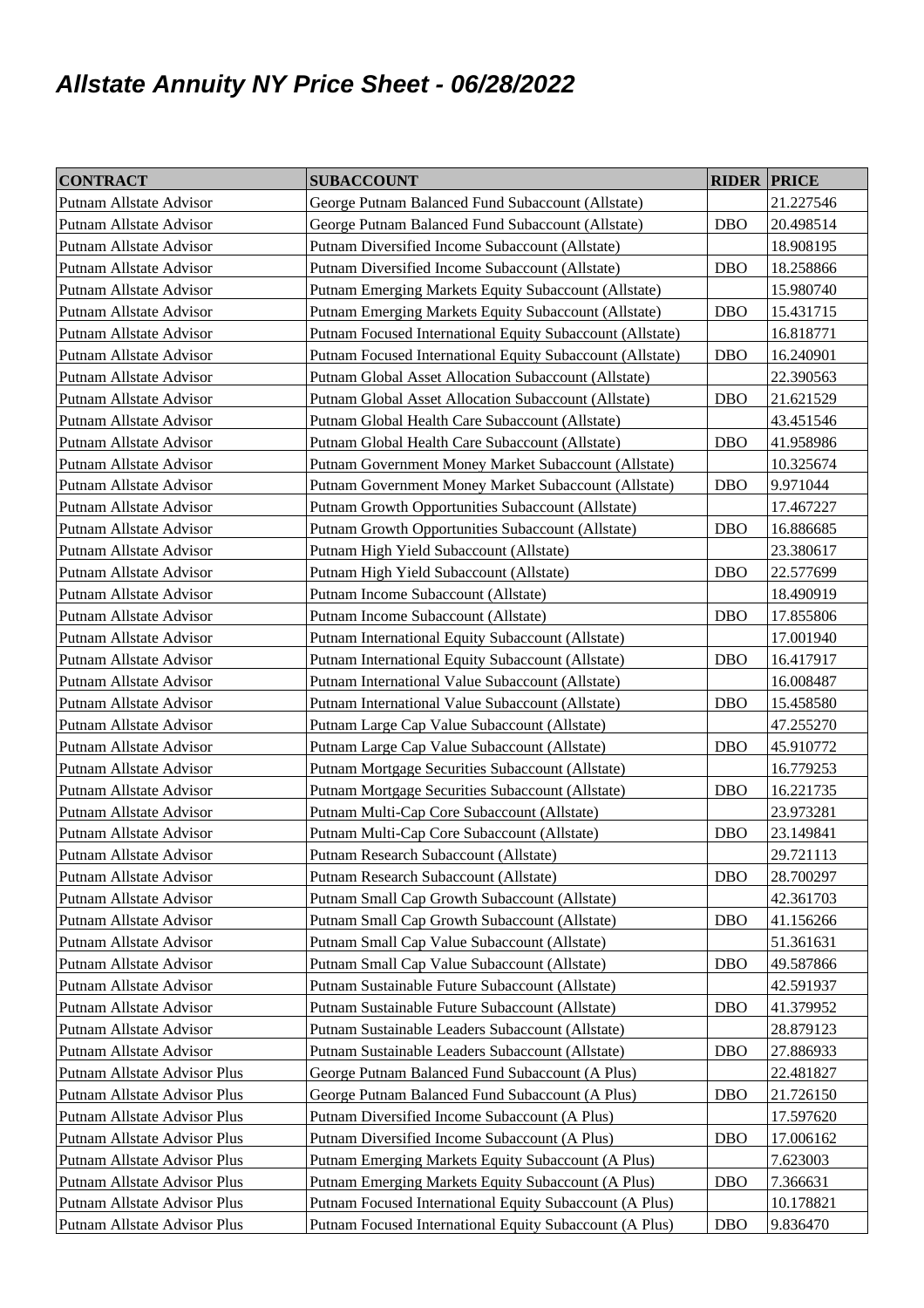# *Allstate Annuity NY Price Sheet - 06/28/2022*

| CONTRACT | SUBACCOUNT | RIDER | PRICE |
|---|---|---|---|
| Putnam Allstate Advisor | George Putnam Balanced Fund Subaccount (Allstate) | | 21.227546 |
| Putnam Allstate Advisor | George Putnam Balanced Fund Subaccount (Allstate) | DBO | 20.498514 |
| Putnam Allstate Advisor | Putnam Diversified Income Subaccount (Allstate) | | 18.908195 |
| Putnam Allstate Advisor | Putnam Diversified Income Subaccount (Allstate) | DBO | 18.258866 |
| Putnam Allstate Advisor | Putnam Emerging Markets Equity Subaccount (Allstate) | | 15.980740 |
| Putnam Allstate Advisor | Putnam Emerging Markets Equity Subaccount (Allstate) | DBO | 15.431715 |
| Putnam Allstate Advisor | Putnam Focused International Equity Subaccount (Allstate) | | 16.818771 |
| Putnam Allstate Advisor | Putnam Focused International Equity Subaccount (Allstate) | DBO | 16.240901 |
| Putnam Allstate Advisor | Putnam Global Asset Allocation Subaccount (Allstate) | | 22.390563 |
| Putnam Allstate Advisor | Putnam Global Asset Allocation Subaccount (Allstate) | DBO | 21.621529 |
| Putnam Allstate Advisor | Putnam Global Health Care Subaccount (Allstate) | | 43.451546 |
| Putnam Allstate Advisor | Putnam Global Health Care Subaccount (Allstate) | DBO | 41.958986 |
| Putnam Allstate Advisor | Putnam Government Money Market Subaccount (Allstate) | | 10.325674 |
| Putnam Allstate Advisor | Putnam Government Money Market Subaccount (Allstate) | DBO | 9.971044 |
| Putnam Allstate Advisor | Putnam Growth Opportunities Subaccount (Allstate) | | 17.467227 |
| Putnam Allstate Advisor | Putnam Growth Opportunities Subaccount (Allstate) | DBO | 16.886685 |
| Putnam Allstate Advisor | Putnam High Yield Subaccount (Allstate) | | 23.380617 |
| Putnam Allstate Advisor | Putnam High Yield Subaccount (Allstate) | DBO | 22.577699 |
| Putnam Allstate Advisor | Putnam Income Subaccount (Allstate) | | 18.490919 |
| Putnam Allstate Advisor | Putnam Income Subaccount (Allstate) | DBO | 17.855806 |
| Putnam Allstate Advisor | Putnam International Equity Subaccount (Allstate) | | 17.001940 |
| Putnam Allstate Advisor | Putnam International Equity Subaccount (Allstate) | DBO | 16.417917 |
| Putnam Allstate Advisor | Putnam International Value Subaccount (Allstate) | | 16.008487 |
| Putnam Allstate Advisor | Putnam International Value Subaccount (Allstate) | DBO | 15.458580 |
| Putnam Allstate Advisor | Putnam Large Cap Value Subaccount (Allstate) | | 47.255270 |
| Putnam Allstate Advisor | Putnam Large Cap Value Subaccount (Allstate) | DBO | 45.910772 |
| Putnam Allstate Advisor | Putnam Mortgage Securities Subaccount (Allstate) | | 16.779253 |
| Putnam Allstate Advisor | Putnam Mortgage Securities Subaccount (Allstate) | DBO | 16.221735 |
| Putnam Allstate Advisor | Putnam Multi-Cap Core Subaccount (Allstate) | | 23.973281 |
| Putnam Allstate Advisor | Putnam Multi-Cap Core Subaccount (Allstate) | DBO | 23.149841 |
| Putnam Allstate Advisor | Putnam Research Subaccount (Allstate) | | 29.721113 |
| Putnam Allstate Advisor | Putnam Research Subaccount (Allstate) | DBO | 28.700297 |
| Putnam Allstate Advisor | Putnam Small Cap Growth Subaccount (Allstate) | | 42.361703 |
| Putnam Allstate Advisor | Putnam Small Cap Growth Subaccount (Allstate) | DBO | 41.156266 |
| Putnam Allstate Advisor | Putnam Small Cap Value Subaccount (Allstate) | | 51.361631 |
| Putnam Allstate Advisor | Putnam Small Cap Value Subaccount (Allstate) | DBO | 49.587866 |
| Putnam Allstate Advisor | Putnam Sustainable Future Subaccount (Allstate) | | 42.591937 |
| Putnam Allstate Advisor | Putnam Sustainable Future Subaccount (Allstate) | DBO | 41.379952 |
| Putnam Allstate Advisor | Putnam Sustainable Leaders Subaccount (Allstate) | | 28.879123 |
| Putnam Allstate Advisor | Putnam Sustainable Leaders Subaccount (Allstate) | DBO | 27.886933 |
| Putnam Allstate Advisor Plus | George Putnam Balanced Fund Subaccount (A Plus) | | 22.481827 |
| Putnam Allstate Advisor Plus | George Putnam Balanced Fund Subaccount (A Plus) | DBO | 21.726150 |
| Putnam Allstate Advisor Plus | Putnam Diversified Income Subaccount (A Plus) | | 17.597620 |
| Putnam Allstate Advisor Plus | Putnam Diversified Income Subaccount (A Plus) | DBO | 17.006162 |
| Putnam Allstate Advisor Plus | Putnam Emerging Markets Equity Subaccount (A Plus) | | 7.623003 |
| Putnam Allstate Advisor Plus | Putnam Emerging Markets Equity Subaccount (A Plus) | DBO | 7.366631 |
| Putnam Allstate Advisor Plus | Putnam Focused International Equity Subaccount (A Plus) | | 10.178821 |
| Putnam Allstate Advisor Plus | Putnam Focused International Equity Subaccount (A Plus) | DBO | 9.836470 |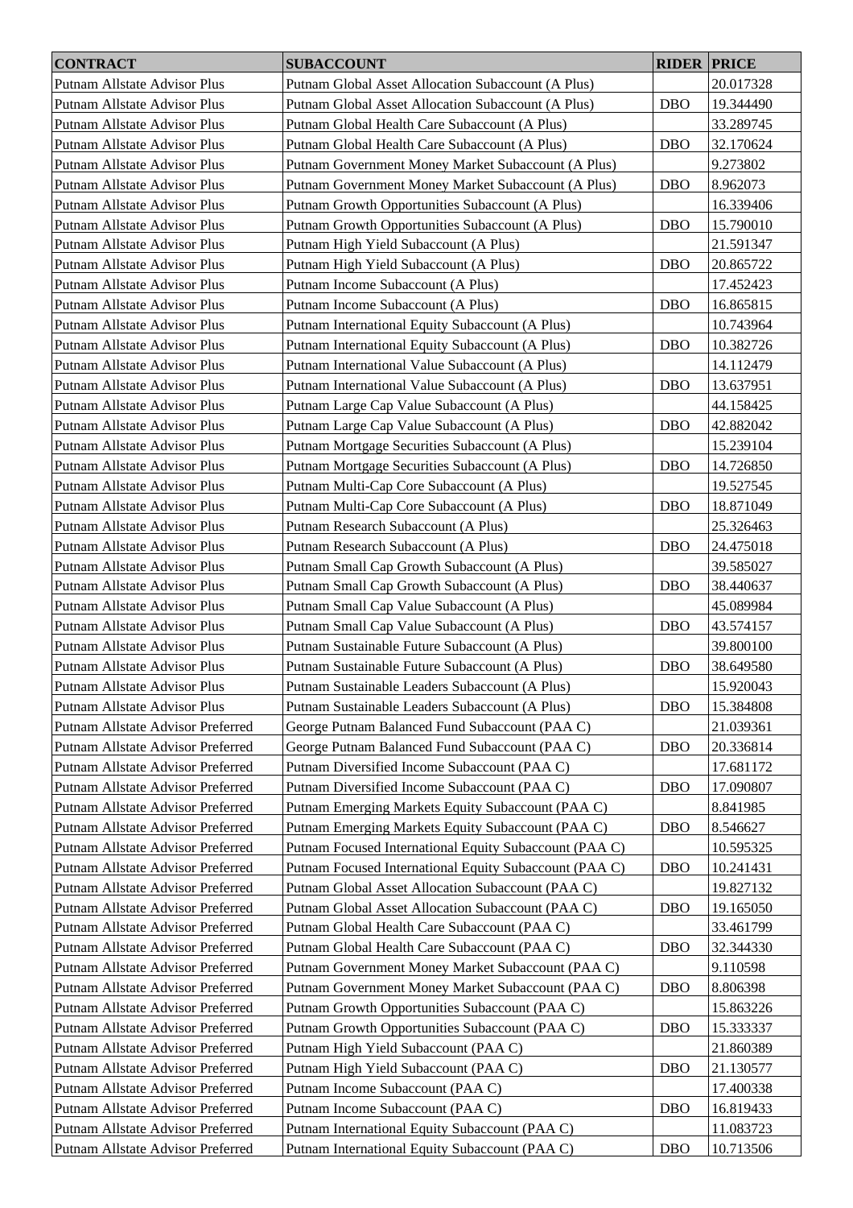| CONTRACT | SUBACCOUNT | RIDER | PRICE |
|---|---|---|---|
| Putnam Allstate Advisor Plus | Putnam Global Asset Allocation Subaccount (A Plus) | | 20.017328 |
| Putnam Allstate Advisor Plus | Putnam Global Asset Allocation Subaccount (A Plus) | DBO | 19.344490 |
| Putnam Allstate Advisor Plus | Putnam Global Health Care Subaccount (A Plus) | | 33.289745 |
| Putnam Allstate Advisor Plus | Putnam Global Health Care Subaccount (A Plus) | DBO | 32.170624 |
| Putnam Allstate Advisor Plus | Putnam Government Money Market Subaccount (A Plus) | | 9.273802 |
| Putnam Allstate Advisor Plus | Putnam Government Money Market Subaccount (A Plus) | DBO | 8.962073 |
| Putnam Allstate Advisor Plus | Putnam Growth Opportunities Subaccount (A Plus) | | 16.339406 |
| Putnam Allstate Advisor Plus | Putnam Growth Opportunities Subaccount (A Plus) | DBO | 15.790010 |
| Putnam Allstate Advisor Plus | Putnam High Yield Subaccount (A Plus) | | 21.591347 |
| Putnam Allstate Advisor Plus | Putnam High Yield Subaccount (A Plus) | DBO | 20.865722 |
| Putnam Allstate Advisor Plus | Putnam Income Subaccount (A Plus) | | 17.452423 |
| Putnam Allstate Advisor Plus | Putnam Income Subaccount (A Plus) | DBO | 16.865815 |
| Putnam Allstate Advisor Plus | Putnam International Equity Subaccount (A Plus) | | 10.743964 |
| Putnam Allstate Advisor Plus | Putnam International Equity Subaccount (A Plus) | DBO | 10.382726 |
| Putnam Allstate Advisor Plus | Putnam International Value Subaccount (A Plus) | | 14.112479 |
| Putnam Allstate Advisor Plus | Putnam International Value Subaccount (A Plus) | DBO | 13.637951 |
| Putnam Allstate Advisor Plus | Putnam Large Cap Value Subaccount (A Plus) | | 44.158425 |
| Putnam Allstate Advisor Plus | Putnam Large Cap Value Subaccount (A Plus) | DBO | 42.882042 |
| Putnam Allstate Advisor Plus | Putnam Mortgage Securities Subaccount (A Plus) | | 15.239104 |
| Putnam Allstate Advisor Plus | Putnam Mortgage Securities Subaccount (A Plus) | DBO | 14.726850 |
| Putnam Allstate Advisor Plus | Putnam Multi-Cap Core Subaccount (A Plus) | | 19.527545 |
| Putnam Allstate Advisor Plus | Putnam Multi-Cap Core Subaccount (A Plus) | DBO | 18.871049 |
| Putnam Allstate Advisor Plus | Putnam Research Subaccount (A Plus) | | 25.326463 |
| Putnam Allstate Advisor Plus | Putnam Research Subaccount (A Plus) | DBO | 24.475018 |
| Putnam Allstate Advisor Plus | Putnam Small Cap Growth Subaccount (A Plus) | | 39.585027 |
| Putnam Allstate Advisor Plus | Putnam Small Cap Growth Subaccount (A Plus) | DBO | 38.440637 |
| Putnam Allstate Advisor Plus | Putnam Small Cap Value Subaccount (A Plus) | | 45.089984 |
| Putnam Allstate Advisor Plus | Putnam Small Cap Value Subaccount (A Plus) | DBO | 43.574157 |
| Putnam Allstate Advisor Plus | Putnam Sustainable Future Subaccount (A Plus) | | 39.800100 |
| Putnam Allstate Advisor Plus | Putnam Sustainable Future Subaccount (A Plus) | DBO | 38.649580 |
| Putnam Allstate Advisor Plus | Putnam Sustainable Leaders Subaccount (A Plus) | | 15.920043 |
| Putnam Allstate Advisor Plus | Putnam Sustainable Leaders Subaccount (A Plus) | DBO | 15.384808 |
| Putnam Allstate Advisor Preferred | George Putnam Balanced Fund Subaccount (PAA C) | | 21.039361 |
| Putnam Allstate Advisor Preferred | George Putnam Balanced Fund Subaccount (PAA C) | DBO | 20.336814 |
| Putnam Allstate Advisor Preferred | Putnam Diversified Income Subaccount (PAA C) | | 17.681172 |
| Putnam Allstate Advisor Preferred | Putnam Diversified Income Subaccount (PAA C) | DBO | 17.090807 |
| Putnam Allstate Advisor Preferred | Putnam Emerging Markets Equity Subaccount (PAA C) | | 8.841985 |
| Putnam Allstate Advisor Preferred | Putnam Emerging Markets Equity Subaccount (PAA C) | DBO | 8.546627 |
| Putnam Allstate Advisor Preferred | Putnam Focused International Equity Subaccount (PAA C) | | 10.595325 |
| Putnam Allstate Advisor Preferred | Putnam Focused International Equity Subaccount (PAA C) | DBO | 10.241431 |
| Putnam Allstate Advisor Preferred | Putnam Global Asset Allocation Subaccount (PAA C) | | 19.827132 |
| Putnam Allstate Advisor Preferred | Putnam Global Asset Allocation Subaccount (PAA C) | DBO | 19.165050 |
| Putnam Allstate Advisor Preferred | Putnam Global Health Care Subaccount (PAA C) | | 33.461799 |
| Putnam Allstate Advisor Preferred | Putnam Global Health Care Subaccount (PAA C) | DBO | 32.344330 |
| Putnam Allstate Advisor Preferred | Putnam Government Money Market Subaccount (PAA C) | | 9.110598 |
| Putnam Allstate Advisor Preferred | Putnam Government Money Market Subaccount (PAA C) | DBO | 8.806398 |
| Putnam Allstate Advisor Preferred | Putnam Growth Opportunities Subaccount (PAA C) | | 15.863226 |
| Putnam Allstate Advisor Preferred | Putnam Growth Opportunities Subaccount (PAA C) | DBO | 15.333337 |
| Putnam Allstate Advisor Preferred | Putnam High Yield Subaccount (PAA C) | | 21.860389 |
| Putnam Allstate Advisor Preferred | Putnam High Yield Subaccount (PAA C) | DBO | 21.130577 |
| Putnam Allstate Advisor Preferred | Putnam Income Subaccount (PAA C) | | 17.400338 |
| Putnam Allstate Advisor Preferred | Putnam Income Subaccount (PAA C) | DBO | 16.819433 |
| Putnam Allstate Advisor Preferred | Putnam International Equity Subaccount (PAA C) | | 11.083723 |
| Putnam Allstate Advisor Preferred | Putnam International Equity Subaccount (PAA C) | DBO | 10.713506 |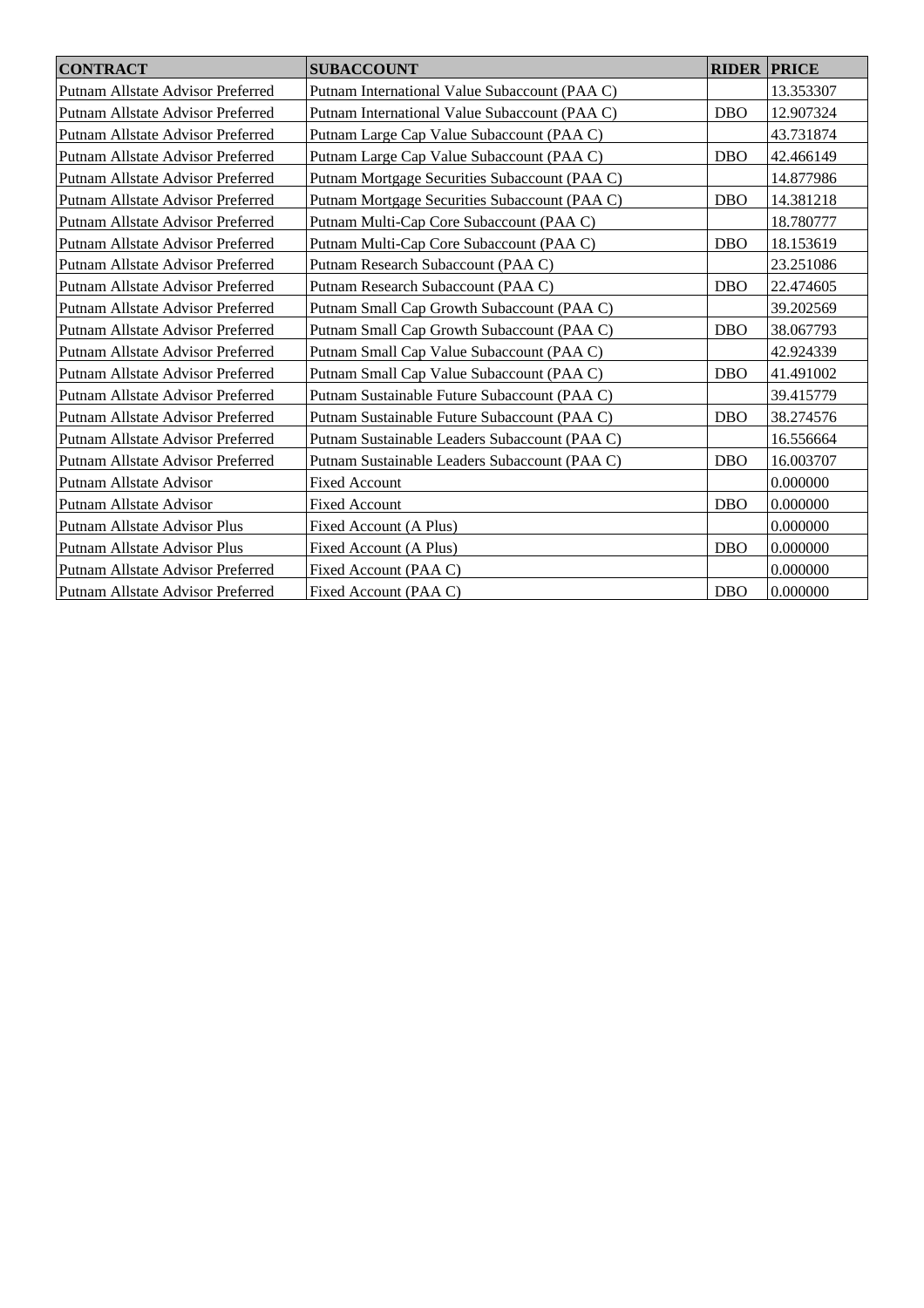| CONTRACT | SUBACCOUNT | RIDER | PRICE |
|---|---|---|---|
| Putnam Allstate Advisor Preferred | Putnam International Value Subaccount (PAA C) | | 13.353307 |
| Putnam Allstate Advisor Preferred | Putnam International Value Subaccount (PAA C) | DBO | 12.907324 |
| Putnam Allstate Advisor Preferred | Putnam Large Cap Value Subaccount (PAA C) | | 43.731874 |
| Putnam Allstate Advisor Preferred | Putnam Large Cap Value Subaccount (PAA C) | DBO | 42.466149 |
| Putnam Allstate Advisor Preferred | Putnam Mortgage Securities Subaccount (PAA C) | | 14.877986 |
| Putnam Allstate Advisor Preferred | Putnam Mortgage Securities Subaccount (PAA C) | DBO | 14.381218 |
| Putnam Allstate Advisor Preferred | Putnam Multi-Cap Core Subaccount (PAA C) | | 18.780777 |
| Putnam Allstate Advisor Preferred | Putnam Multi-Cap Core Subaccount (PAA C) | DBO | 18.153619 |
| Putnam Allstate Advisor Preferred | Putnam Research Subaccount (PAA C) | | 23.251086 |
| Putnam Allstate Advisor Preferred | Putnam Research Subaccount (PAA C) | DBO | 22.474605 |
| Putnam Allstate Advisor Preferred | Putnam Small Cap Growth Subaccount (PAA C) | | 39.202569 |
| Putnam Allstate Advisor Preferred | Putnam Small Cap Growth Subaccount (PAA C) | DBO | 38.067793 |
| Putnam Allstate Advisor Preferred | Putnam Small Cap Value Subaccount (PAA C) | | 42.924339 |
| Putnam Allstate Advisor Preferred | Putnam Small Cap Value Subaccount (PAA C) | DBO | 41.491002 |
| Putnam Allstate Advisor Preferred | Putnam Sustainable Future Subaccount (PAA C) | | 39.415779 |
| Putnam Allstate Advisor Preferred | Putnam Sustainable Future Subaccount (PAA C) | DBO | 38.274576 |
| Putnam Allstate Advisor Preferred | Putnam Sustainable Leaders Subaccount (PAA C) | | 16.556664 |
| Putnam Allstate Advisor Preferred | Putnam Sustainable Leaders Subaccount (PAA C) | DBO | 16.003707 |
| Putnam Allstate Advisor | Fixed Account | | 0.000000 |
| Putnam Allstate Advisor | Fixed Account | DBO | 0.000000 |
| Putnam Allstate Advisor Plus | Fixed Account (A Plus) | | 0.000000 |
| Putnam Allstate Advisor Plus | Fixed Account (A Plus) | DBO | 0.000000 |
| Putnam Allstate Advisor Preferred | Fixed Account (PAA C) | | 0.000000 |
| Putnam Allstate Advisor Preferred | Fixed Account (PAA C) | DBO | 0.000000 |